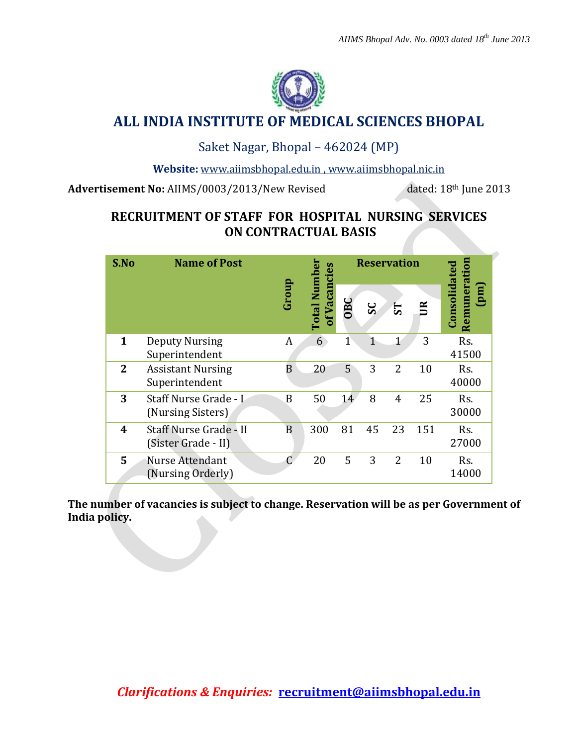# ALL INDIA INSTITUTE OF MEDICAL SCIENCES BHOPAL

Saket Nagar, Bhopal – 462024 (MP)

**Website:** www.aiimsbhopal.edu.in , www.aiimsbhopal.nic.in

**Advertisement No:** AIIMS/0003/2013/New Revised dated: 18th June 2013

## RECRUITMENT OF STAFF FOR HOSPITAL NURSING SERVICES ON CONTRACTUAL BASIS

| S.No | Name of Post | Group | Total Number of Vacancies | Reservation | | | | Consolidated Remuneration (pm) |
|---|---|---|---|---|---|---|---|---|
| | | | | OBC | SC | ST | UR | |
| 1 | Deputy Nursing Superintendent | A | 6 | 1 | 1 | 1 | 3 | Rs. 41500 |
| 2 | Assistant Nursing Superintendent | B | 20 | 5 | 3 | 2 | 10 | Rs. 40000 |
| 3 | Staff Nurse Grade - I (Nursing Sisters) | B | 50 | 14 | 8 | 4 | 25 | Rs. 30000 |
| 4 | Staff Nurse Grade - II (Sister Grade - II) | B | 300 | 81 | 45 | 23 | 151 | Rs. 27000 |
| 5 | Nurse Attendant (Nursing Orderly) | C | 20 | 5 | 3 | 2 | 10 | Rs. 14000 |

**The number of vacancies is subject to change. Reservation will be as per Government of India policy.**

Closed

***Clarifications & Enquiries:*** **recruitment@aiimsbhopal.edu.in**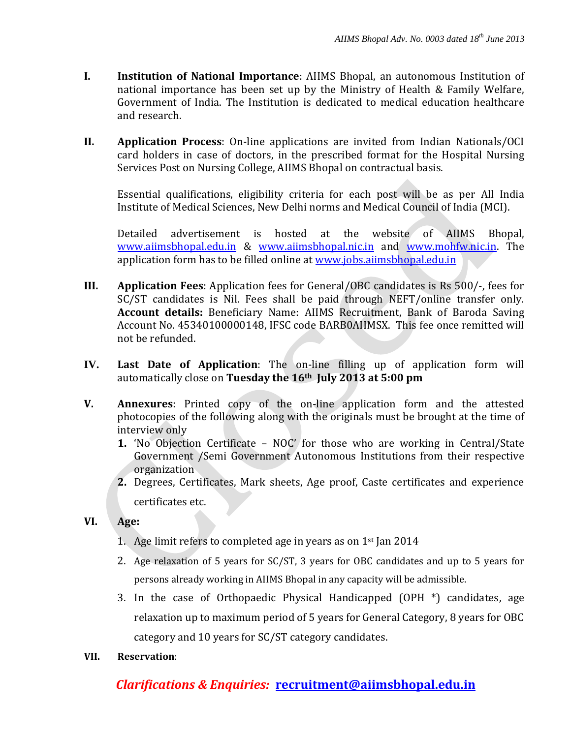- **I.** **Institution of National Importance**: AIIMS Bhopal, an autonomous Institution of national importance has been set up by the Ministry of Health & Family Welfare, Government of India. The Institution is dedicated to medical education healthcare and research.

- **II.** **Application Process**: On-line applications are invited from Indian Nationals/OCI card holders in case of doctors, in the prescribed format for the Hospital Nursing Services Post on Nursing College, AIIMS Bhopal on contractual basis.

  Essential qualifications, eligibility criteria for each post will be as per All India Institute of Medical Sciences, New Delhi norms and Medical Council of India (MCI).

  Detailed advertisement is hosted at the website of AIIMS Bhopal, www.aiimsbhopal.edu.in & www.aiimsbhopal.nic.in and www.mohfw.nic.in. The application form has to be filled online at www.jobs.aiimsbhopal.edu.in

- **III.** **Application Fees**: Application fees for General/OBC candidates is Rs 500/-, fees for SC/ST candidates is Nil. Fees shall be paid through NEFT/online transfer only. **Account details:** Beneficiary Name: AIIMS Recruitment, Bank of Baroda Saving Account No. 45340100000148, IFSC code BARB0AIIMSX. This fee once remitted will not be refunded.

- **IV.** **Last Date of Application**: The on-line filling up of application form will automatically close on **Tuesday the 16th July 2013 at 5:00 pm**

- **V.** **Annexures**: Printed copy of the on-line application form and the attested photocopies of the following along with the originals must be brought at the time of interview only
  1. 'No Objection Certificate – NOC' for those who are working in Central/State Government /Semi Government Autonomous Institutions from their respective organization
  2. Degrees, Certificates, Mark sheets, Age proof, Caste certificates and experience certificates etc.

- **VI.** **Age:**
  1. Age limit refers to completed age in years as on 1st Jan 2014
  2. Age relaxation of 5 years for SC/ST, 3 years for OBC candidates and up to 5 years for persons already working in AIIMS Bhopal in any capacity will be admissible.
  3. In the case of Orthopaedic Physical Handicapped (OPH *) candidates, age relaxation up to maximum period of 5 years for General Category, 8 years for OBC category and 10 years for SC/ST category candidates.

- **VII.** **Reservation**:

***Clarifications & Enquiries:*** **recruitment@aiimsbhopal.edu.in**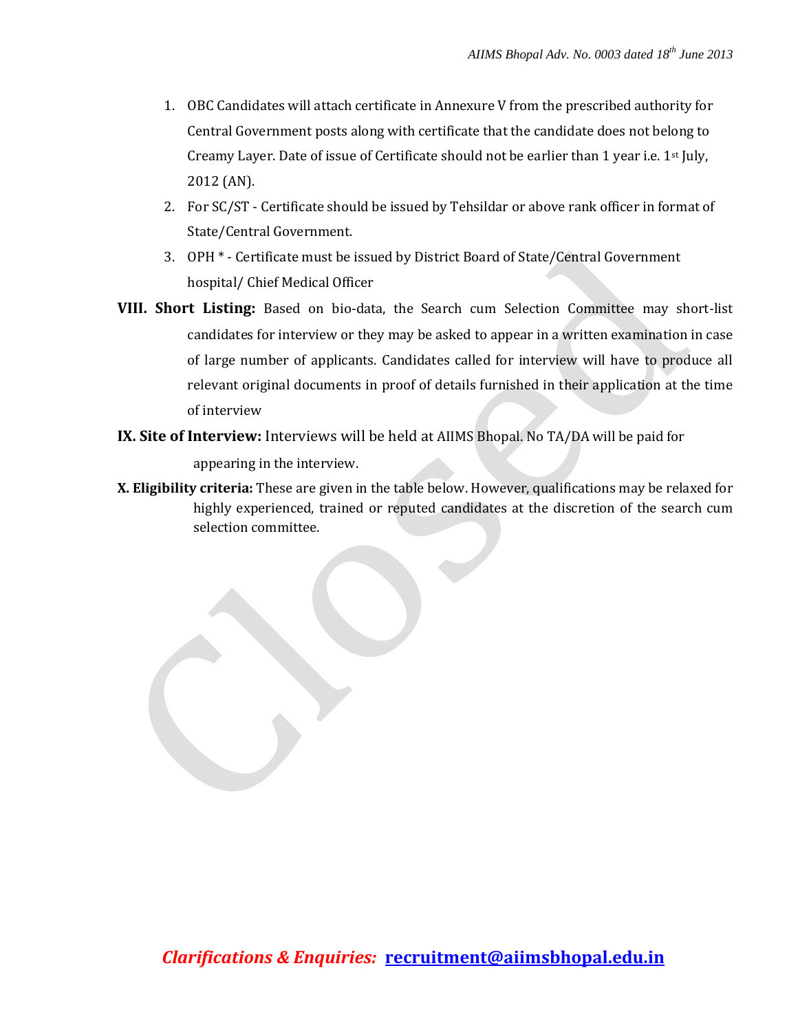1. OBC Candidates will attach certificate in Annexure V from the prescribed authority for Central Government posts along with certificate that the candidate does not belong to Creamy Layer. Date of issue of Certificate should not be earlier than 1 year i.e. 1st July, 2012 (AN).
2. For SC/ST - Certificate should be issued by Tehsildar or above rank officer in format of State/Central Government.
3. OPH * - Certificate must be issued by District Board of State/Central Government hospital/ Chief Medical Officer

**VIII. Short Listing:** Based on bio-data, the Search cum Selection Committee may short-list candidates for interview or they may be asked to appear in a written examination in case of large number of applicants. Candidates called for interview will have to produce all relevant original documents in proof of details furnished in their application at the time of interview

**IX. Site of Interview:** Interviews will be held at AIIMS Bhopal. No TA/DA will be paid for appearing in the interview.

**X. Eligibility criteria:** These are given in the table below. However, qualifications may be relaxed for highly experienced, trained or reputed candidates at the discretion of the search cum selection committee.

***Clarifications & Enquiries:*** **recruitment@aiimsbhopal.edu.in**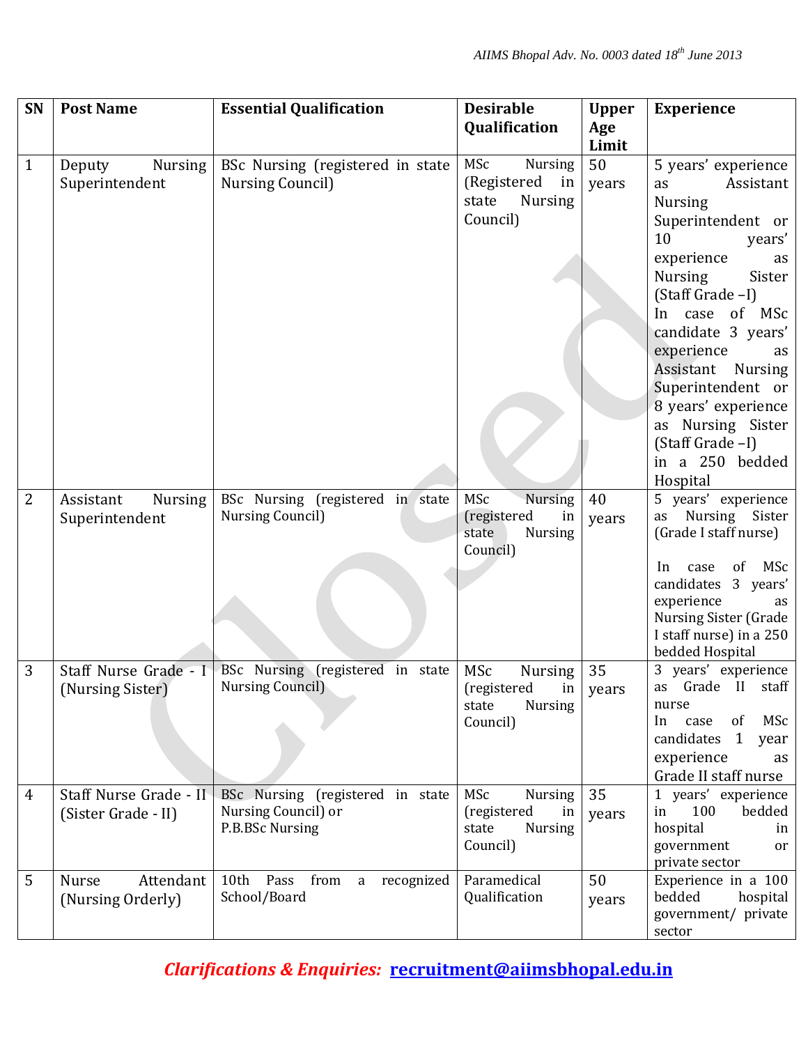| SN | Post Name | Essential Qualification | Desirable Qualification | Upper Age Limit | Experience |
|---|---|---|---|---|---|
| 1 | Deputy Nursing Superintendent | BSc Nursing (registered in state Nursing Council) | MSc Nursing (Registered in state Nursing Council) | 50 years | 5 years' experience as Assistant Nursing Superintendent or 10 years' experience as Nursing Sister (Staff Grade –I) In case of MSc candidate 3 years' experience as Assistant Nursing Superintendent or 8 years' experience as Nursing Sister (Staff Grade –I) in a 250 bedded Hospital |
| 2 | Assistant Nursing Superintendent | BSc Nursing (registered in state Nursing Council) | MSc Nursing (registered in state Nursing Council) | 40 years | 5 years' experience as Nursing Sister (Grade I staff nurse) In case of MSc candidates 3 years' experience as Nursing Sister (Grade I staff nurse) in a 250 bedded Hospital |
| 3 | Staff Nurse Grade - I (Nursing Sister) | BSc Nursing (registered in state Nursing Council) | MSc Nursing (registered in state Nursing Council) | 35 years | 3 years' experience as Grade II staff nurse In case of MSc candidates 1 year experience as Grade II staff nurse |
| 4 | Staff Nurse Grade - II (Sister Grade - II) | BSc Nursing (registered in state Nursing Council) or P.B.BSc Nursing | MSc Nursing (registered in state Nursing Council) | 35 years | 1 years' experience in 100 bedded hospital in government or private sector |
| 5 | Nurse Attendant (Nursing Orderly) | 10th Pass from a recognized School/Board | Paramedical Qualification | 50 years | Experience in a 100 bedded hospital government/ private sector |

***Clarifications & Enquiries:*** **recruitment@aiimsbhopal.edu.in**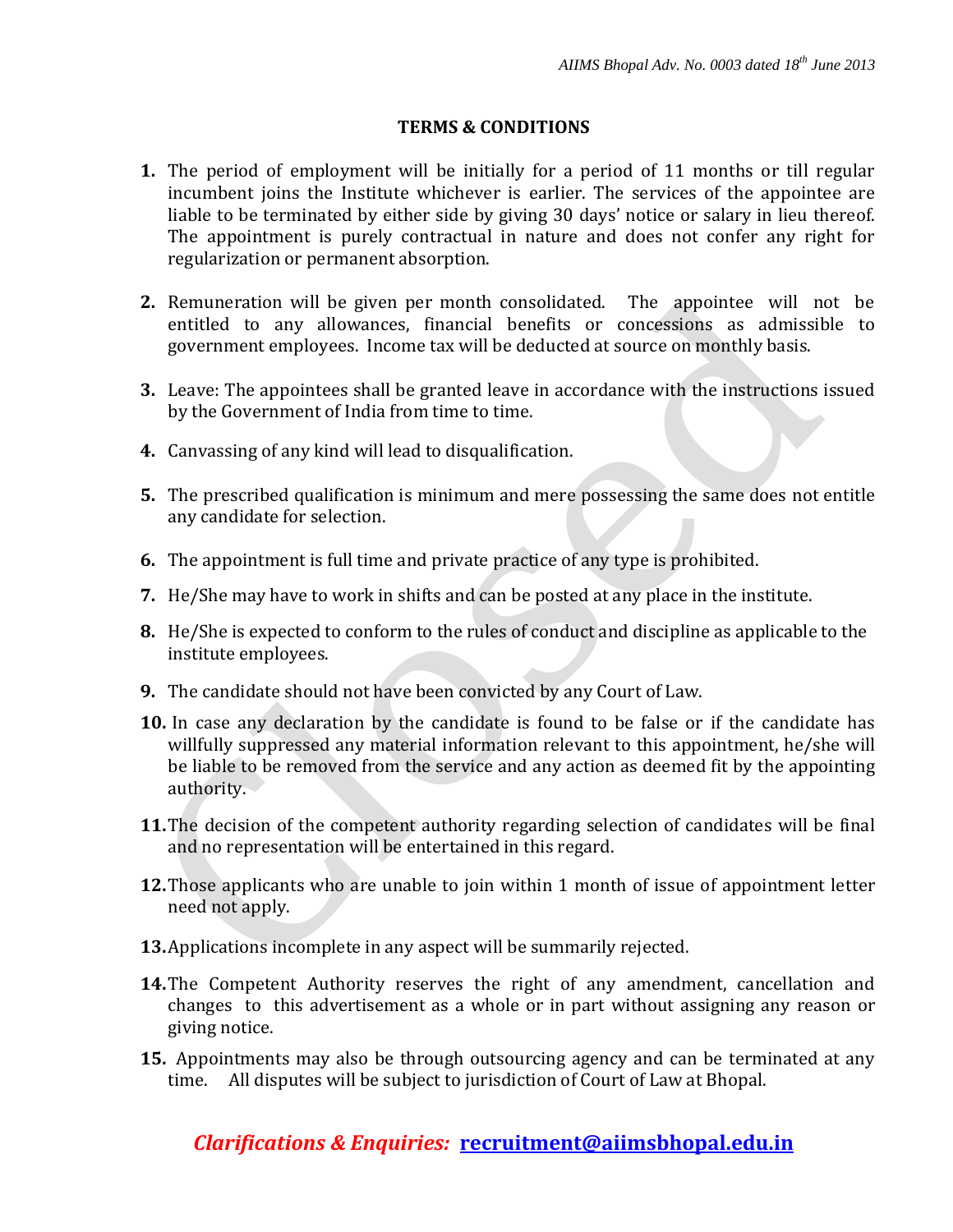## TERMS & CONDITIONS

1. The period of employment will be initially for a period of 11 months or till regular incumbent joins the Institute whichever is earlier. The services of the appointee are liable to be terminated by either side by giving 30 days' notice or salary in lieu thereof. The appointment is purely contractual in nature and does not confer any right for regularization or permanent absorption.
2. Remuneration will be given per month consolidated. The appointee will not be entitled to any allowances, financial benefits or concessions as admissible to government employees. Income tax will be deducted at source on monthly basis.
3. Leave: The appointees shall be granted leave in accordance with the instructions issued by the Government of India from time to time.
4. Canvassing of any kind will lead to disqualification.
5. The prescribed qualification is minimum and mere possessing the same does not entitle any candidate for selection.
6. The appointment is full time and private practice of any type is prohibited.
7. He/She may have to work in shifts and can be posted at any place in the institute.
8. He/She is expected to conform to the rules of conduct and discipline as applicable to the institute employees.
9. The candidate should not have been convicted by any Court of Law.
10. In case any declaration by the candidate is found to be false or if the candidate has willfully suppressed any material information relevant to this appointment, he/she will be liable to be removed from the service and any action as deemed fit by the appointing authority.
11. The decision of the competent authority regarding selection of candidates will be final and no representation will be entertained in this regard.
12. Those applicants who are unable to join within 1 month of issue of appointment letter need not apply.
13. Applications incomplete in any aspect will be summarily rejected.
14. The Competent Authority reserves the right of any amendment, cancellation and changes to this advertisement as a whole or in part without assigning any reason or giving notice.
15. Appointments may also be through outsourcing agency and can be terminated at any time. All disputes will be subject to jurisdiction of Court of Law at Bhopal.

***Clarifications & Enquiries:*** **recruitment@aiimsbhopal.edu.in**